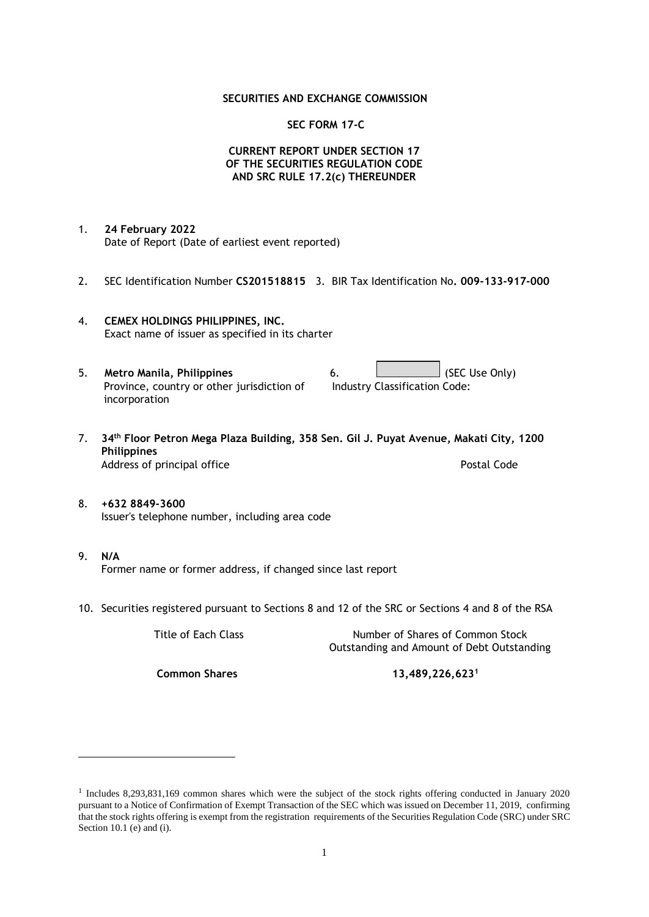**SECURITIES AND EXCHANGE COMMISSION**

**SEC FORM 17-C**

**CURRENT REPORT UNDER SECTION 17**
**OF THE SECURITIES REGULATION CODE**
**AND SRC RULE 17.2(c) THEREUNDER**

1. **24 February 2022**
   Date of Report (Date of earliest event reported)

2. SEC Identification Number **CS201518815** 3. BIR Tax Identification No**. 009-133-917-000**

4. **CEMEX HOLDINGS PHILIPPINES, INC.**
   Exact name of issuer as specified in its charter

5. **Metro Manila, Philippines**
   Province, country or other jurisdiction of incorporation

6. (SEC Use Only)
   Industry Classification Code:

7. **34th Floor Petron Mega Plaza Building, 358 Sen. Gil J. Puyat Avenue, Makati City, 1200 Philippines**
   Address of principal office Postal Code

8. **+632 8849-3600**
   Issuer's telephone number, including area code

9. **N/A**
   Former name or former address, if changed since last report

10. Securities registered pursuant to Sections 8 and 12 of the SRC or Sections 4 and 8 of the RSA

| Title of Each Class | Number of Shares of Common Stock Outstanding and Amount of Debt Outstanding |
|---|---|
| **Common Shares** | **13,489,226,623**[1] |

[1] Includes 8,293,831,169 common shares which were the subject of the stock rights offering conducted in January 2020 pursuant to a Notice of Confirmation of Exempt Transaction of the SEC which was issued on December 11, 2019, confirming that the stock rights offering is exempt from the registration requirements of the Securities Regulation Code (SRC) under SRC Section 10.1 (e) and (i).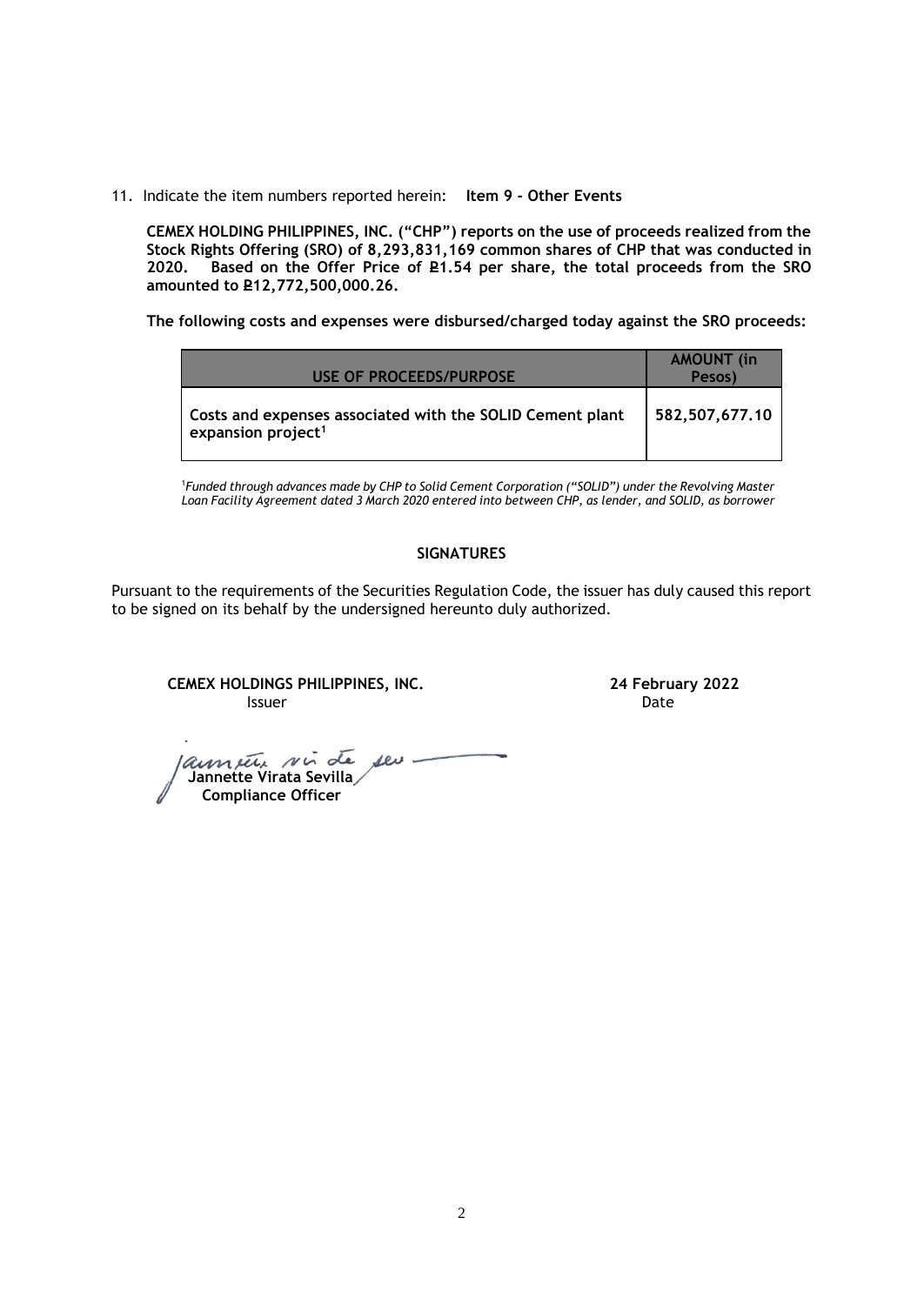11. Indicate the item numbers reported herein: **Item 9 - Other Events**

**CEMEX HOLDING PHILIPPINES, INC. ("CHP") reports on the use of proceeds realized from the Stock Rights Offering (SRO) of 8,293,831,169 common shares of CHP that was conducted in 2020. Based on the Offer Price of ₽1.54 per share, the total proceeds from the SRO amounted to ₽12,772,500,000.26.**

**The following costs and expenses were disbursed/charged today against the SRO proceeds:**

| USE OF PROCEEDS/PURPOSE | AMOUNT (in Pesos) |
|---|---|
| **Costs and expenses associated with the SOLID Cement plant expansion project[1]** | **582,507,677.10** |

[1]*Funded through advances made by CHP to Solid Cement Corporation ("SOLID") under the Revolving Master Loan Facility Agreement dated 3 March 2020 entered into between CHP, as lender, and SOLID, as borrower*

**SIGNATURES**

Pursuant to the requirements of the Securities Regulation Code, the issuer has duly caused this report to be signed on its behalf by the undersigned hereunto duly authorized.

**CEMEX HOLDINGS PHILIPPINES, INC.**
Issuer

**24 February 2022**
Date

**Jannette Virata Sevilla**
**Compliance Officer**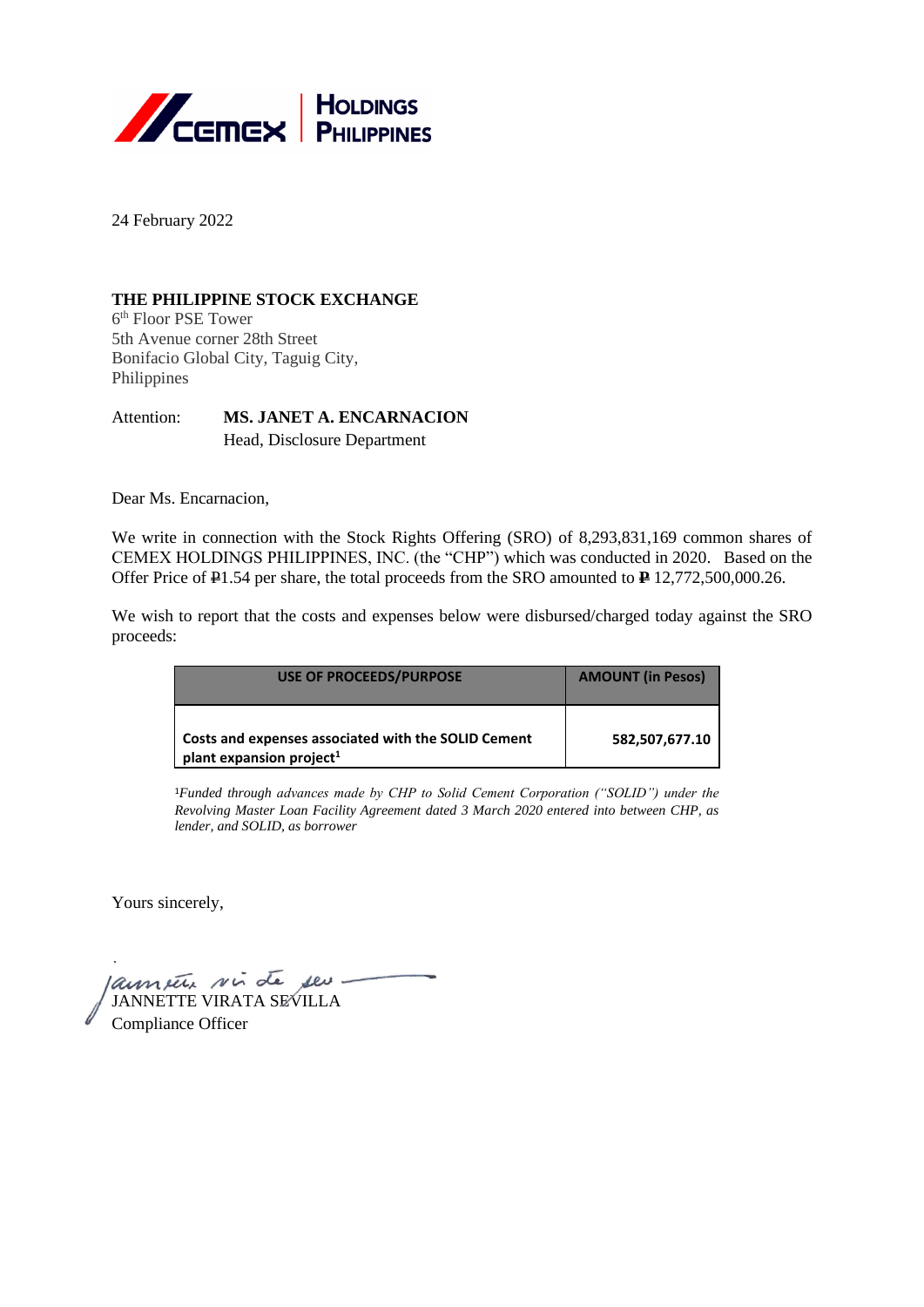24 February 2022

**THE PHILIPPINE STOCK EXCHANGE**
6th Floor PSE Tower
5th Avenue corner 28th Street
Bonifacio Global City, Taguig City,
Philippines

Attention: **MS. JANET A. ENCARNACION**
Head, Disclosure Department

Dear Ms. Encarnacion,

We write in connection with the Stock Rights Offering (SRO) of 8,293,831,169 common shares of CEMEX HOLDINGS PHILIPPINES, INC. (the "CHP") which was conducted in 2020. Based on the Offer Price of ₱1.54 per share, the total proceeds from the SRO amounted to ₱ 12,772,500,000.26.

We wish to report that the costs and expenses below were disbursed/charged today against the SRO proceeds:

| USE OF PROCEEDS/PURPOSE | AMOUNT (in Pesos) |
|---|---|
| **Costs and expenses associated with the SOLID Cement plant expansion project**[1] | **582,507,677.10** |

[1]*Funded through advances made by CHP to Solid Cement Corporation ("SOLID") under the Revolving Master Loan Facility Agreement dated 3 March 2020 entered into between CHP, as lender, and SOLID, as borrower*

Yours sincerely,

JANNETTE VIRATA SEVILLA
Compliance Officer